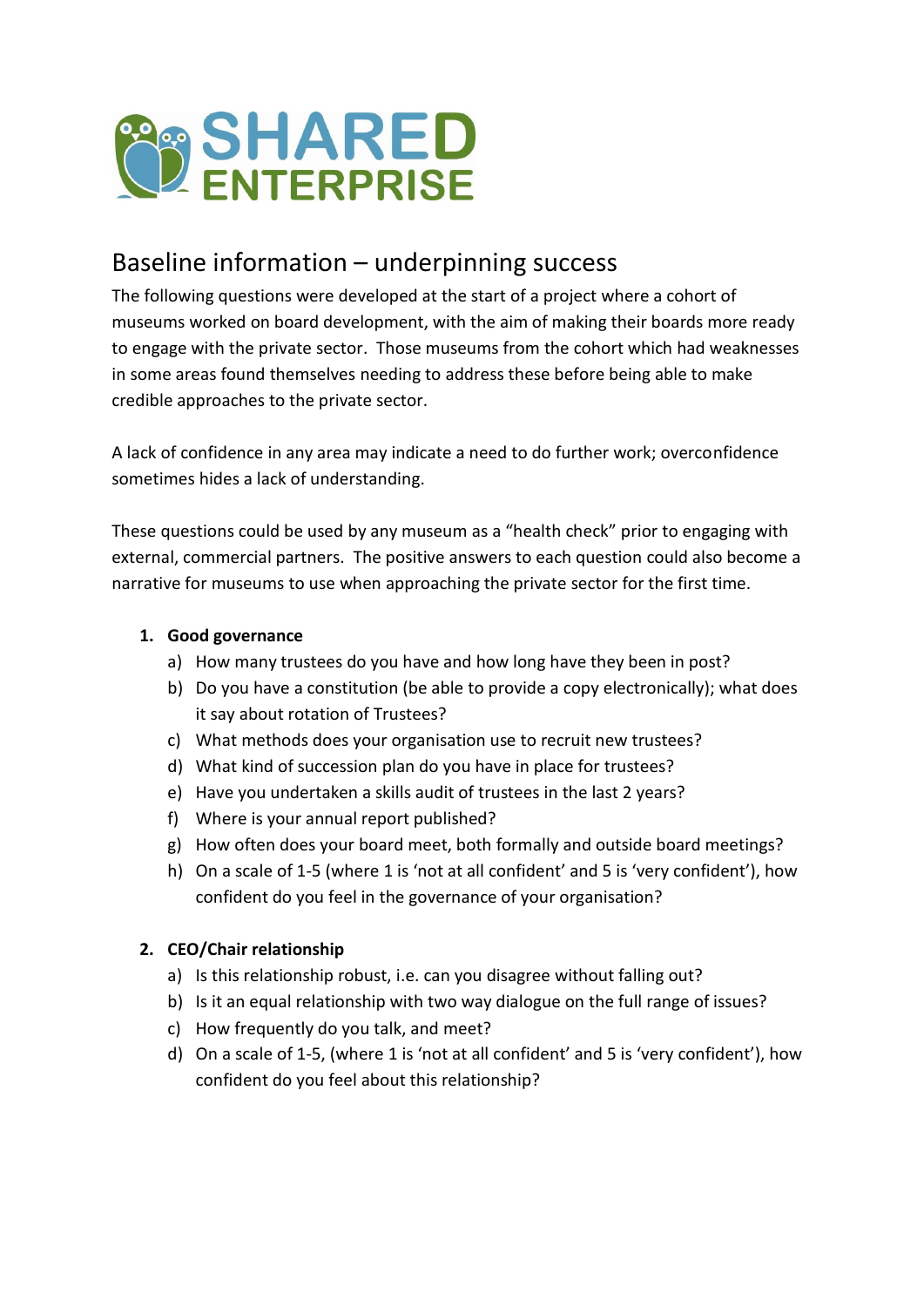SHARED ENTERPRISE

## Baseline information – underpinning success

The following questions were developed at the start of a project where a cohort of museums worked on board development, with the aim of making their boards more ready to engage with the private sector. Those museums from the cohort which had weaknesses in some areas found themselves needing to address these before being able to make credible approaches to the private sector.

A lack of confidence in any area may indicate a need to do further work; overconfidence sometimes hides a lack of understanding.

These questions could be used by any museum as a "health check" prior to engaging with external, commercial partners. The positive answers to each question could also become a narrative for museums to use when approaching the private sector for the first time.

1. **Good governance**
   a) How many trustees do you have and how long have they been in post?
   b) Do you have a constitution (be able to provide a copy electronically); what does it say about rotation of Trustees?
   c) What methods does your organisation use to recruit new trustees?
   d) What kind of succession plan do you have in place for trustees?
   e) Have you undertaken a skills audit of trustees in the last 2 years?
   f) Where is your annual report published?
   g) How often does your board meet, both formally and outside board meetings?
   h) On a scale of 1-5 (where 1 is 'not at all confident' and 5 is 'very confident'), how confident do you feel in the governance of your organisation?

2. **CEO/Chair relationship**
   a) Is this relationship robust, i.e. can you disagree without falling out?
   b) Is it an equal relationship with two way dialogue on the full range of issues?
   c) How frequently do you talk, and meet?
   d) On a scale of 1-5, (where 1 is 'not at all confident' and 5 is 'very confident'), how confident do you feel about this relationship?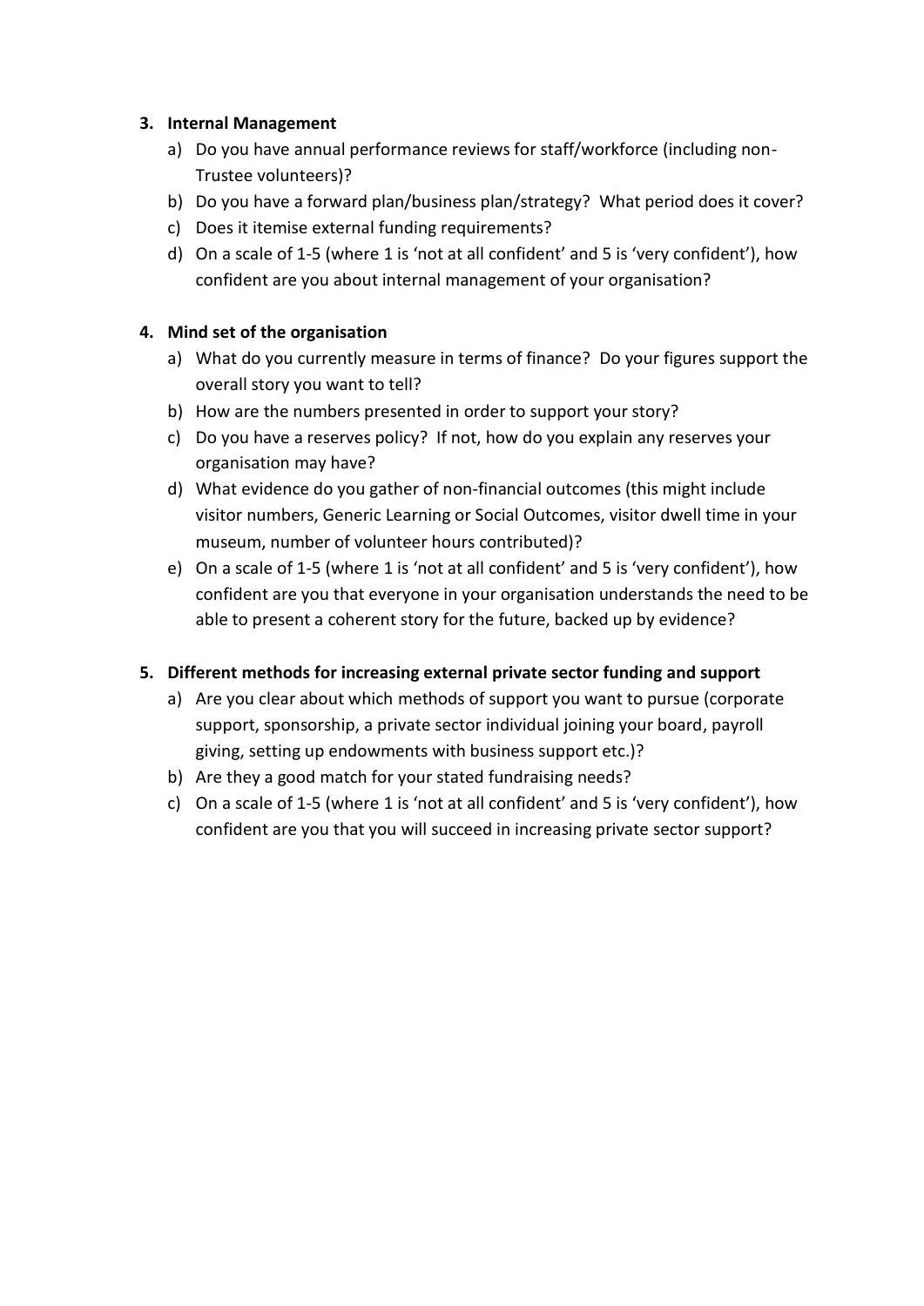3. **Internal Management**
    a) Do you have annual performance reviews for staff/workforce (including non-Trustee volunteers)?
    b) Do you have a forward plan/business plan/strategy? What period does it cover?
    c) Does it itemise external funding requirements?
    d) On a scale of 1-5 (where 1 is 'not at all confident' and 5 is 'very confident'), how confident are you about internal management of your organisation?

4. **Mind set of the organisation**
    a) What do you currently measure in terms of finance? Do your figures support the overall story you want to tell?
    b) How are the numbers presented in order to support your story?
    c) Do you have a reserves policy? If not, how do you explain any reserves your organisation may have?
    d) What evidence do you gather of non-financial outcomes (this might include visitor numbers, Generic Learning or Social Outcomes, visitor dwell time in your museum, number of volunteer hours contributed)?
    e) On a scale of 1-5 (where 1 is 'not at all confident' and 5 is 'very confident'), how confident are you that everyone in your organisation understands the need to be able to present a coherent story for the future, backed up by evidence?

5. **Different methods for increasing external private sector funding and support**
    a) Are you clear about which methods of support you want to pursue (corporate support, sponsorship, a private sector individual joining your board, payroll giving, setting up endowments with business support etc.)?
    b) Are they a good match for your stated fundraising needs?
    c) On a scale of 1-5 (where 1 is 'not at all confident' and 5 is 'very confident'), how confident are you that you will succeed in increasing private sector support?